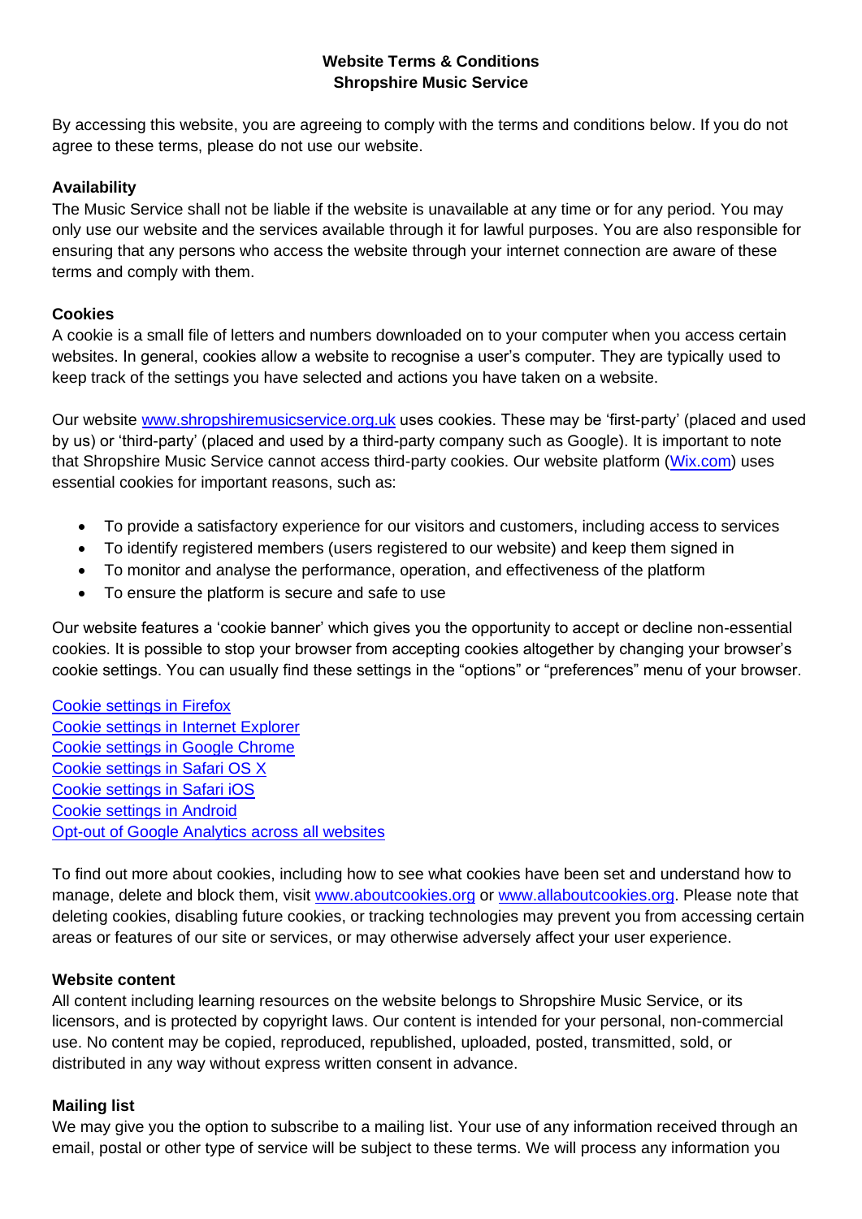**Website Terms & Conditions**
**Shropshire Music Service**

By accessing this website, you are agreeing to comply with the terms and conditions below. If you do not agree to these terms, please do not use our website.

**Availability**
The Music Service shall not be liable if the website is unavailable at any time or for any period. You may only use our website and the services available through it for lawful purposes. You are also responsible for ensuring that any persons who access the website through your internet connection are aware of these terms and comply with them.

**Cookies**
A cookie is a small file of letters and numbers downloaded on to your computer when you access certain websites. In general, cookies allow a website to recognise a user's computer. They are typically used to keep track of the settings you have selected and actions you have taken on a website.

Our website www.shropshiremusicservice.org.uk uses cookies. These may be 'first-party' (placed and used by us) or 'third-party' (placed and used by a third-party company such as Google). It is important to note that Shropshire Music Service cannot access third-party cookies. Our website platform (Wix.com) uses essential cookies for important reasons, such as:

- To provide a satisfactory experience for our visitors and customers, including access to services
- To identify registered members (users registered to our website) and keep them signed in
- To monitor and analyse the performance, operation, and effectiveness of the platform
- To ensure the platform is secure and safe to use

Our website features a 'cookie banner' which gives you the opportunity to accept or decline non-essential cookies. It is possible to stop your browser from accepting cookies altogether by changing your browser's cookie settings. You can usually find these settings in the "options" or "preferences" menu of your browser.

Cookie settings in Firefox
Cookie settings in Internet Explorer
Cookie settings in Google Chrome
Cookie settings in Safari OS X
Cookie settings in Safari iOS
Cookie settings in Android
Opt-out of Google Analytics across all websites

To find out more about cookies, including how to see what cookies have been set and understand how to manage, delete and block them, visit www.aboutcookies.org or www.allaboutcookies.org. Please note that deleting cookies, disabling future cookies, or tracking technologies may prevent you from accessing certain areas or features of our site or services, or may otherwise adversely affect your user experience.

**Website content**
All content including learning resources on the website belongs to Shropshire Music Service, or its licensors, and is protected by copyright laws. Our content is intended for your personal, non-commercial use. No content may be copied, reproduced, republished, uploaded, posted, transmitted, sold, or distributed in any way without express written consent in advance.

**Mailing list**
We may give you the option to subscribe to a mailing list. Your use of any information received through an email, postal or other type of service will be subject to these terms. We will process any information you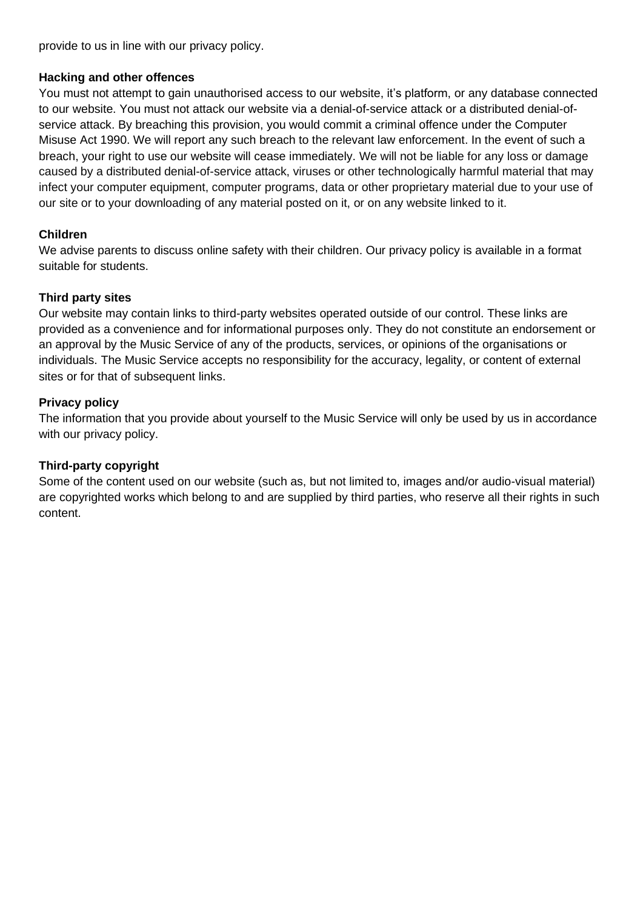provide to us in line with our privacy policy.

**Hacking and other offences**

You must not attempt to gain unauthorised access to our website, it's platform, or any database connected to our website. You must not attack our website via a denial-of-service attack or a distributed denial-of-service attack. By breaching this provision, you would commit a criminal offence under the Computer Misuse Act 1990. We will report any such breach to the relevant law enforcement. In the event of such a breach, your right to use our website will cease immediately. We will not be liable for any loss or damage caused by a distributed denial-of-service attack, viruses or other technologically harmful material that may infect your computer equipment, computer programs, data or other proprietary material due to your use of our site or to your downloading of any material posted on it, or on any website linked to it.

**Children**

We advise parents to discuss online safety with their children. Our privacy policy is available in a format suitable for students.

**Third party sites**

Our website may contain links to third-party websites operated outside of our control. These links are provided as a convenience and for informational purposes only. They do not constitute an endorsement or an approval by the Music Service of any of the products, services, or opinions of the organisations or individuals. The Music Service accepts no responsibility for the accuracy, legality, or content of external sites or for that of subsequent links.

**Privacy policy**

The information that you provide about yourself to the Music Service will only be used by us in accordance with our privacy policy.

**Third-party copyright**

Some of the content used on our website (such as, but not limited to, images and/or audio-visual material) are copyrighted works which belong to and are supplied by third parties, who reserve all their rights in such content.